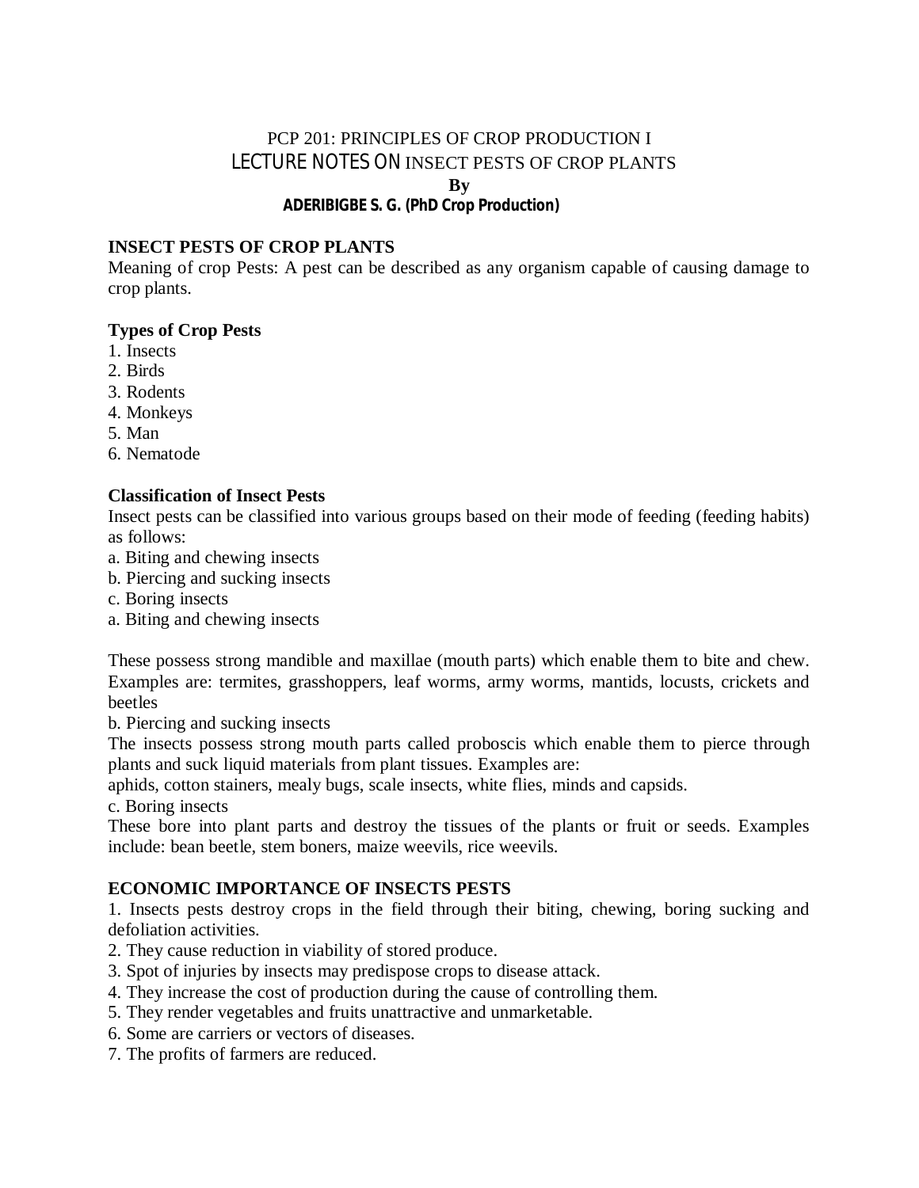PCP 201: PRINCIPLES OF CROP PRODUCTION I

LECTURE NOTES ON INSECT PESTS OF CROP PLANTS

**By**

**ADERIBIGBE S. G. (PhD Crop Production)**

## INSECT PESTS OF CROP PLANTS

Meaning of crop Pests: A pest can be described as any organism capable of causing damage to crop plants.

### Types of Crop Pests

1. Insects
2. Birds
3. Rodents
4. Monkeys
5. Man
6. Nematode

### Classification of Insect Pests

Insect pests can be classified into various groups based on their mode of feeding (feeding habits) as follows:

a. Biting and chewing insects
b. Piercing and sucking insects
c. Boring insects

a. Biting and chewing insects

These possess strong mandible and maxillae (mouth parts) which enable them to bite and chew. Examples are: termites, grasshoppers, leaf worms, army worms, mantids, locusts, crickets and beetles

b. Piercing and sucking insects

The insects possess strong mouth parts called proboscis which enable them to pierce through plants and suck liquid materials from plant tissues. Examples are:
aphids, cotton stainers, mealy bugs, scale insects, white flies, minds and capsids.

c. Boring insects

These bore into plant parts and destroy the tissues of the plants or fruit or seeds. Examples include: bean beetle, stem boners, maize weevils, rice weevils.

## ECONOMIC IMPORTANCE OF INSECTS PESTS

1. Insects pests destroy crops in the field through their biting, chewing, boring sucking and defoliation activities.
2. They cause reduction in viability of stored produce.
3. Spot of injuries by insects may predispose crops to disease attack.
4. They increase the cost of production during the cause of controlling them.
5. They render vegetables and fruits unattractive and unmarketable.
6. Some are carriers or vectors of diseases.
7. The profits of farmers are reduced.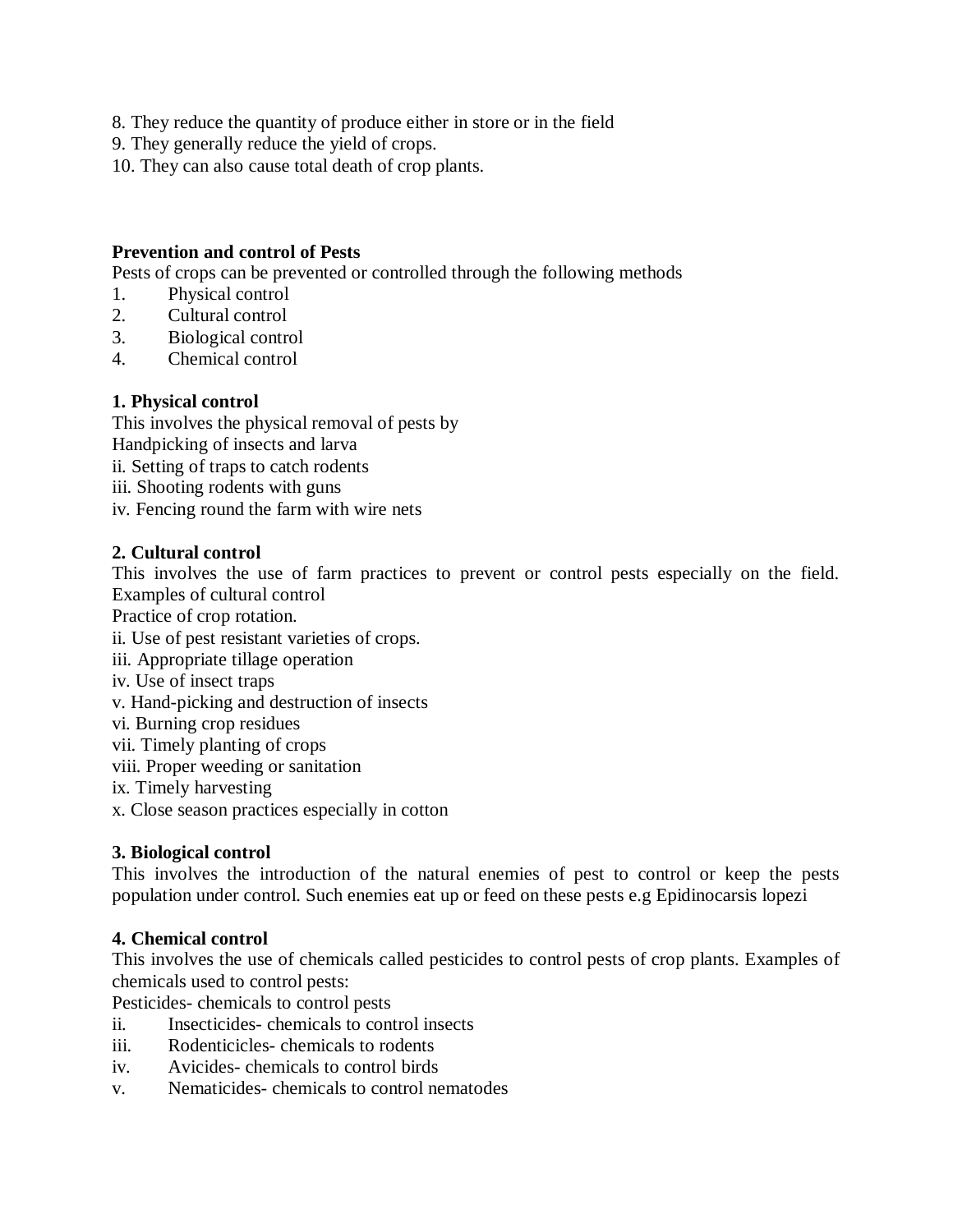8. They reduce the quantity of produce either in store or in the field
9. They generally reduce the yield of crops.
10. They can also cause total death of crop plants.

**Prevention and control of Pests**

Pests of crops can be prevented or controlled through the following methods

1. Physical control
2. Cultural control
3. Biological control
4. Chemical control

**1. Physical control**

This involves the physical removal of pests by

Handpicking of insects and larva

ii. Setting of traps to catch rodents

iii. Shooting rodents with guns

iv. Fencing round the farm with wire nets

**2. Cultural control**

This involves the use of farm practices to prevent or control pests especially on the field. Examples of cultural control

Practice of crop rotation.

ii. Use of pest resistant varieties of crops.

iii. Appropriate tillage operation

iv. Use of insect traps

v. Hand-picking and destruction of insects

vi. Burning crop residues

vii. Timely planting of crops

viii. Proper weeding or sanitation

ix. Timely harvesting

x. Close season practices especially in cotton

**3. Biological control**

This involves the introduction of the natural enemies of pest to control or keep the pests population under control. Such enemies eat up or feed on these pests e.g Epidinocarsis lopezi

**4. Chemical control**

This involves the use of chemicals called pesticides to control pests of crop plants. Examples of chemicals used to control pests:

Pesticides- chemicals to control pests

ii. Insecticides- chemicals to control insects

iii. Rodenticicles- chemicals to rodents

iv. Avicides- chemicals to control birds

v. Nematicides- chemicals to control nematodes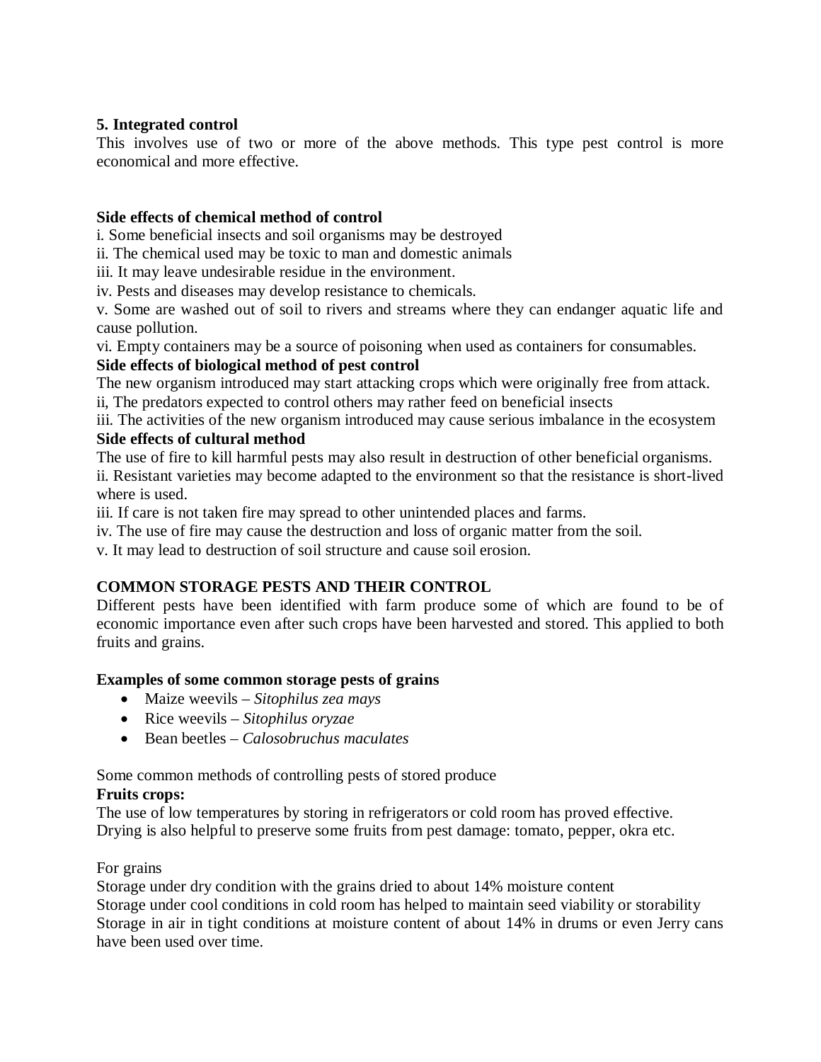**5. Integrated control**

This involves use of two or more of the above methods. This type pest control is more economical and more effective.

**Side effects of chemical method of control**

i. Some beneficial insects and soil organisms may be destroyed

ii. The chemical used may be toxic to man and domestic animals

iii. It may leave undesirable residue in the environment.

iv. Pests and diseases may develop resistance to chemicals.

v. Some are washed out of soil to rivers and streams where they can endanger aquatic life and cause pollution.

vi. Empty containers may be a source of poisoning when used as containers for consumables.

**Side effects of biological method of pest control**

The new organism introduced may start attacking crops which were originally free from attack.

ii, The predators expected to control others may rather feed on beneficial insects

iii. The activities of the new organism introduced may cause serious imbalance in the ecosystem

**Side effects of cultural method**

The use of fire to kill harmful pests may also result in destruction of other beneficial organisms.

ii. Resistant varieties may become adapted to the environment so that the resistance is short-lived where is used.

iii. If care is not taken fire may spread to other unintended places and farms.

iv. The use of fire may cause the destruction and loss of organic matter from the soil.

v. It may lead to destruction of soil structure and cause soil erosion.

**COMMON STORAGE PESTS AND THEIR CONTROL**

Different pests have been identified with farm produce some of which are found to be of economic importance even after such crops have been harvested and stored. This applied to both fruits and grains.

**Examples of some common storage pests of grains**

- Maize weevils – *Sitophilus zea mays*
- Rice weevils – *Sitophilus oryzae*
- Bean beetles – *Calosobruchus maculates*

Some common methods of controlling pests of stored produce

**Fruits crops:**

The use of low temperatures by storing in refrigerators or cold room has proved effective.
Drying is also helpful to preserve some fruits from pest damage: tomato, pepper, okra etc.

For grains

Storage under dry condition with the grains dried to about 14% moisture content
Storage under cool conditions in cold room has helped to maintain seed viability or storability
Storage in air in tight conditions at moisture content of about 14% in drums or even Jerry cans have been used over time.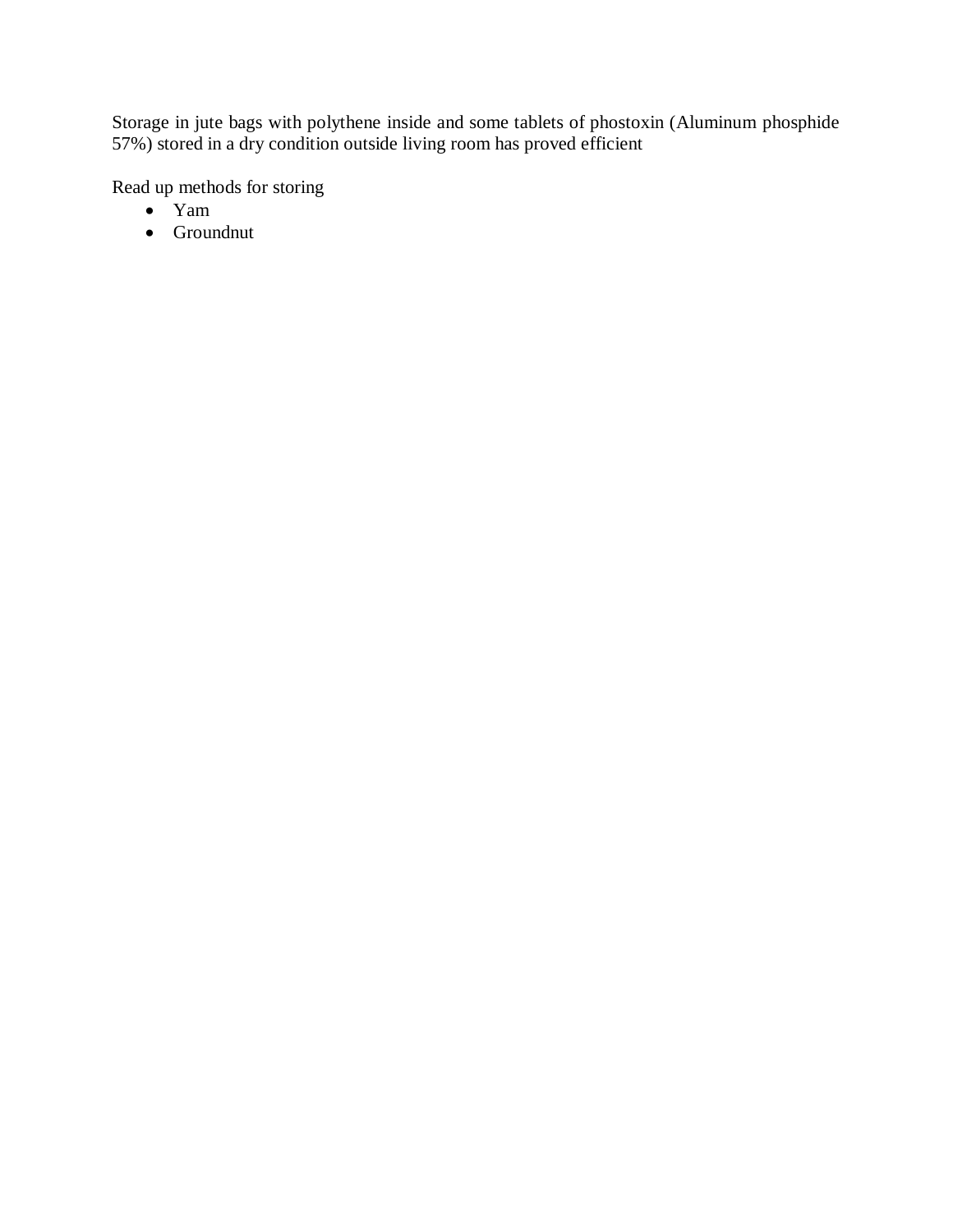Storage in jute bags with polythene inside and some tablets of phostoxin (Aluminum phosphide 57%) stored in a dry condition outside living room has proved efficient

Read up methods for storing

- Yam
- Groundnut